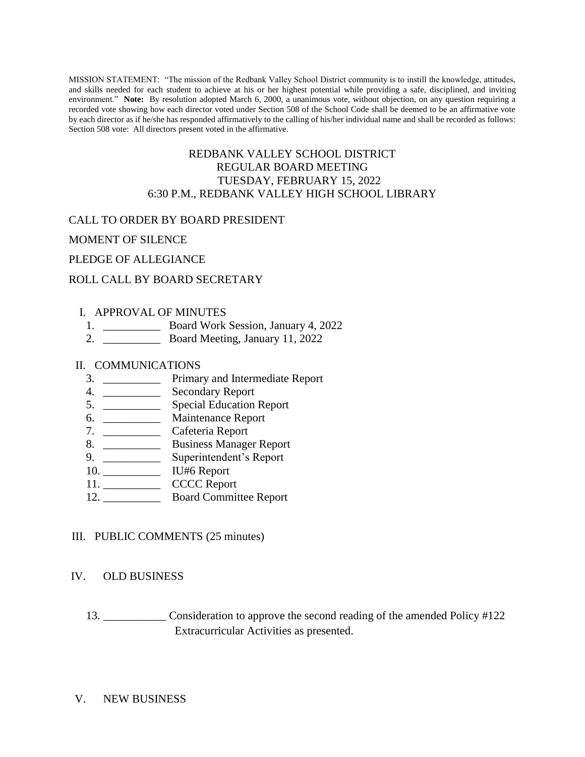MISSION STATEMENT: "The mission of the Redbank Valley School District community is to instill the knowledge, attitudes, and skills needed for each student to achieve at his or her highest potential while providing a safe, disciplined, and inviting environment." **Note:** By resolution adopted March 6, 2000, a unanimous vote, without objection, on any question requiring a recorded vote showing how each director voted under Section 508 of the School Code shall be deemed to be an affirmative vote by each director as if he/she has responded affirmatively to the calling of his/her individual name and shall be recorded as follows: Section 508 vote: All directors present voted in the affirmative.

# REDBANK VALLEY SCHOOL DISTRICT
## REGULAR BOARD MEETING
## TUESDAY, FEBRUARY 15, 2022
## 6:30 P.M., REDBANK VALLEY HIGH SCHOOL LIBRARY

CALL TO ORDER BY BOARD PRESIDENT

MOMENT OF SILENCE

PLEDGE OF ALLEGIANCE

ROLL CALL BY BOARD SECRETARY

I. APPROVAL OF MINUTES

1. __________ Board Work Session, January 4, 2022
2. __________ Board Meeting, January 11, 2022

II. COMMUNICATIONS

3. __________ Primary and Intermediate Report
4. __________ Secondary Report
5. __________ Special Education Report
6. __________ Maintenance Report
7. __________ Cafeteria Report
8. __________ Business Manager Report
9. __________ Superintendent's Report
10. __________ IU#6 Report
11. __________ CCCC Report
12. __________ Board Committee Report

III. PUBLIC COMMENTS (25 minutes)

IV. OLD BUSINESS

13. ___________ Consideration to approve the second reading of the amended Policy #122 Extracurricular Activities as presented.

V. NEW BUSINESS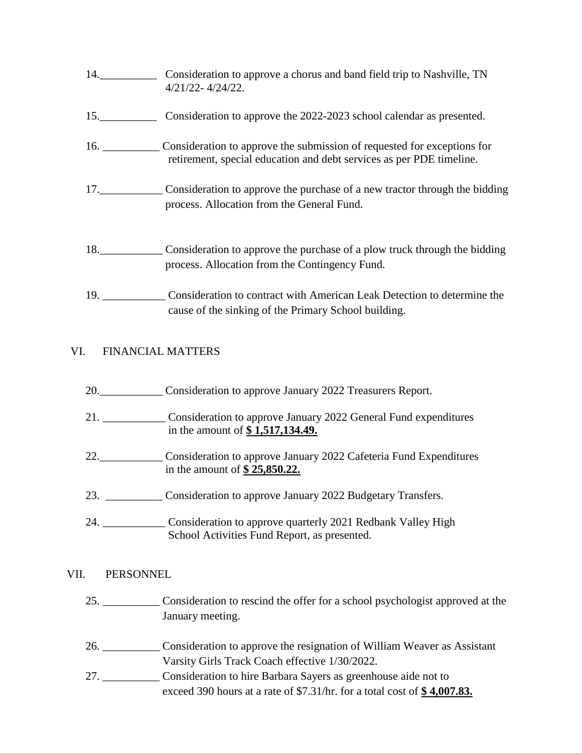14.__________ Consideration to approve a chorus and band field trip to Nashville, TN 4/21/22- 4/24/22.

15.__________ Consideration to approve the 2022-2023 school calendar as presented.

16. __________ Consideration to approve the submission of requested for exceptions for retirement, special education and debt services as per PDE timeline.

17.___________ Consideration to approve the purchase of a new tractor through the bidding process. Allocation from the General Fund.

18.___________ Consideration to approve the purchase of a plow truck through the bidding process. Allocation from the Contingency Fund.

19. ___________ Consideration to contract with American Leak Detection to determine the cause of the sinking of the Primary School building.

## VI. FINANCIAL MATTERS

20.___________ Consideration to approve January 2022 Treasurers Report.

21. ___________ Consideration to approve January 2022 General Fund expenditures in the amount of **$ 1,517,134.49.**

22.___________ Consideration to approve January 2022 Cafeteria Fund Expenditures in the amount of **$ 25,850.22.**

23. __________ Consideration to approve January 2022 Budgetary Transfers.

24. ___________ Consideration to approve quarterly 2021 Redbank Valley High School Activities Fund Report, as presented.

## VII. PERSONNEL

25. __________ Consideration to rescind the offer for a school psychologist approved at the January meeting.

26. __________ Consideration to approve the resignation of William Weaver as Assistant Varsity Girls Track Coach effective 1/30/2022.

27. __________ Consideration to hire Barbara Sayers as greenhouse aide not to exceed 390 hours at a rate of $7.31/hr. for a total cost of **$ 4,007.83.**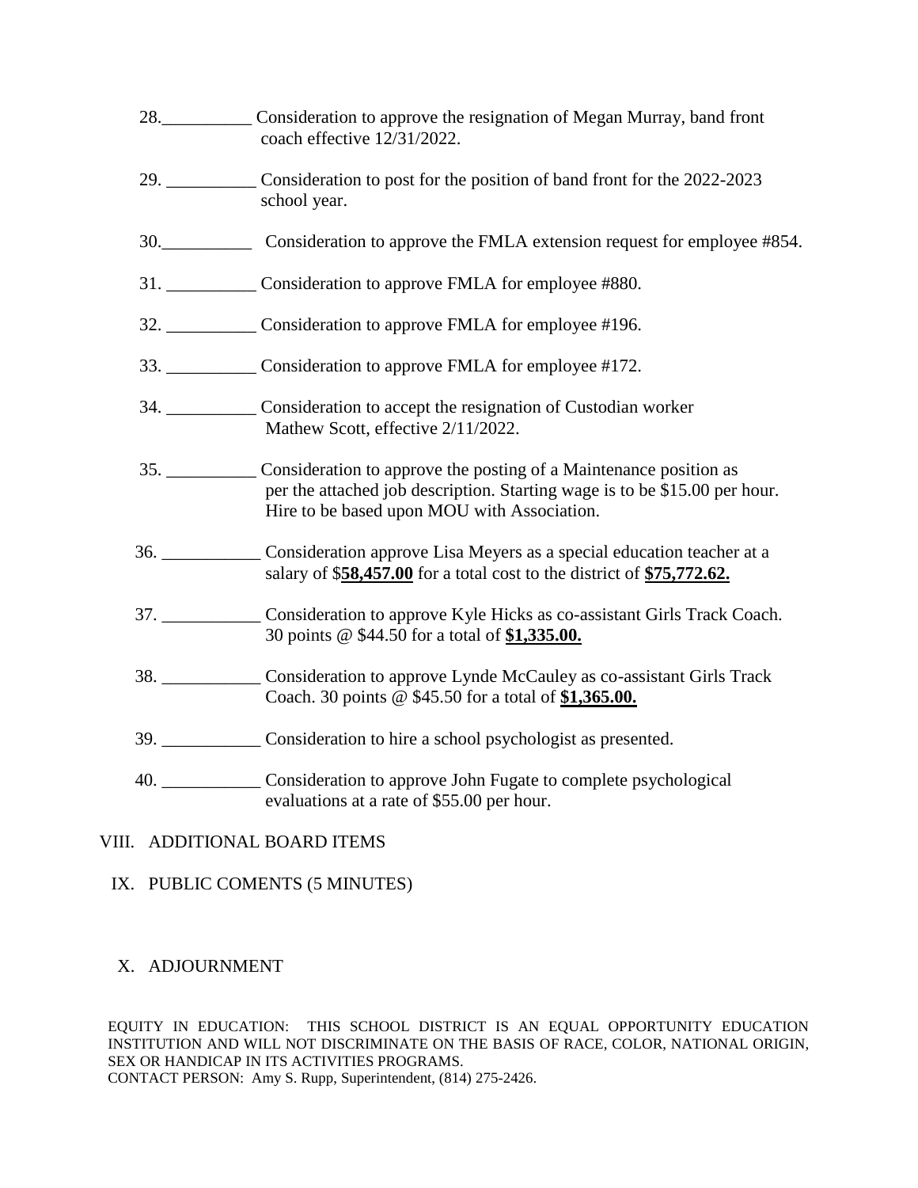28.__________ Consideration to approve the resignation of Megan Murray, band front coach effective 12/31/2022.

29. __________ Consideration to post for the position of band front for the 2022-2023 school year.

30.__________ Consideration to approve the FMLA extension request for employee #854.

31. __________ Consideration to approve FMLA for employee #880.

32. __________ Consideration to approve FMLA for employee #196.

33. __________ Consideration to approve FMLA for employee #172.

34. __________ Consideration to accept the resignation of Custodian worker Mathew Scott, effective 2/11/2022.

35. __________ Consideration to approve the posting of a Maintenance position as per the attached job description. Starting wage is to be $15.00 per hour. Hire to be based upon MOU with Association.

36. ___________ Consideration approve Lisa Meyers as a special education teacher at a salary of $**58,457.00** for a total cost to the district of **$75,772.62.**

37. ___________ Consideration to approve Kyle Hicks as co-assistant Girls Track Coach. 30 points @ $44.50 for a total of **$1,335.00.**

38. ___________ Consideration to approve Lynde McCauley as co-assistant Girls Track Coach. 30 points @ $45.50 for a total of **$1,365.00.**

39. ___________ Consideration to hire a school psychologist as presented.

40. ___________ Consideration to approve John Fugate to complete psychological evaluations at a rate of $55.00 per hour.

## VIII. ADDITIONAL BOARD ITEMS

## IX. PUBLIC COMENTS (5 MINUTES)

## X. ADJOURNMENT

EQUITY IN EDUCATION: THIS SCHOOL DISTRICT IS AN EQUAL OPPORTUNITY EDUCATION INSTITUTION AND WILL NOT DISCRIMINATE ON THE BASIS OF RACE, COLOR, NATIONAL ORIGIN, SEX OR HANDICAP IN ITS ACTIVITIES PROGRAMS.
CONTACT PERSON: Amy S. Rupp, Superintendent, (814) 275-2426.